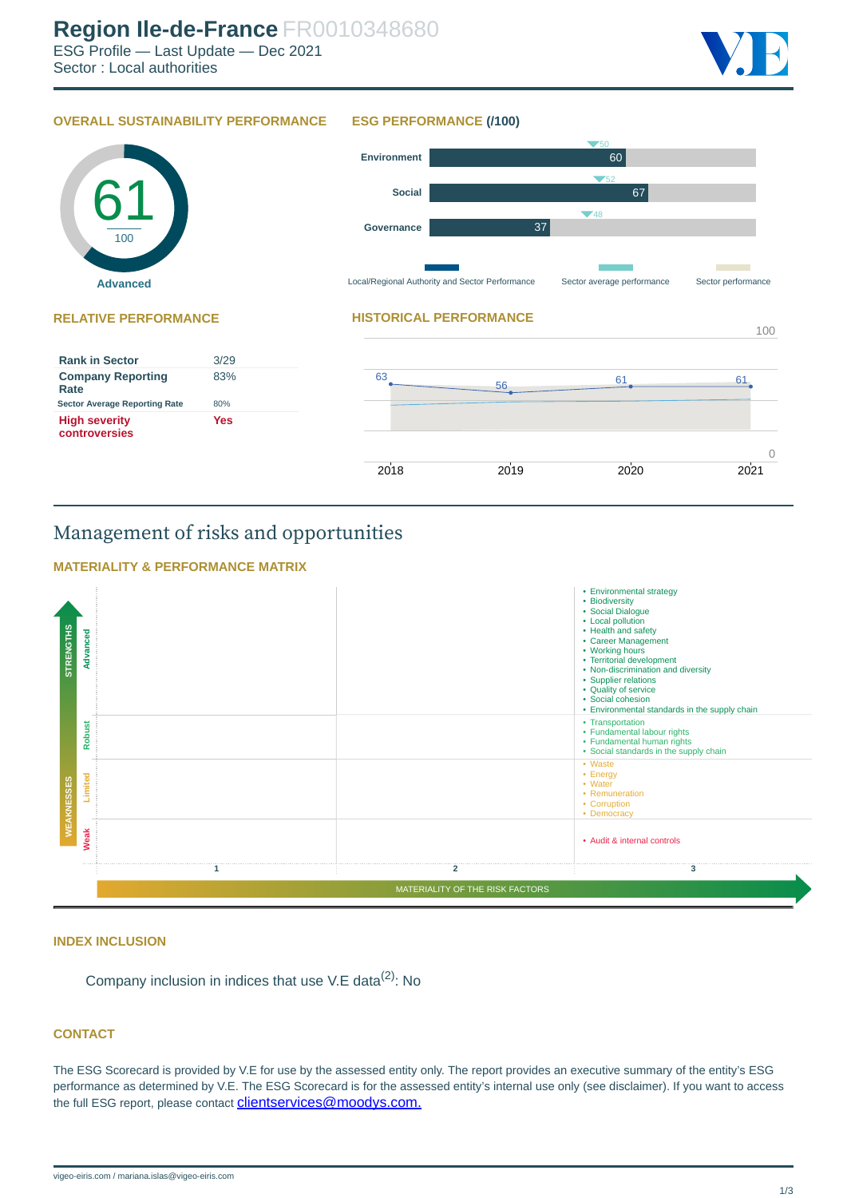# Region Ile-de-France FR0010348680

ESG Profile — Last Update — Dec 2021
Sector : Local authorities

## OVERALL SUSTAINABILITY PERFORMANCE

61 / 100

Advanced

## ESG PERFORMANCE (/100)

| | Local/Regional Authority and Sector Performance | Sector average performance |
|---|---|---|
| Environment | 60 | 50 |
| Social | 67 | 52 |
| Governance | 37 | 48 |

## RELATIVE PERFORMANCE

| | |
|---|---|
| Rank in Sector | 3/29 |
| Company Reporting Rate | 83% |
| Sector Average Reporting Rate | 80% |
| High severity controversies | Yes |

## HISTORICAL PERFORMANCE

| 2018 | 2019 | 2020 | 2021 |
|---|---|---|---|
| 63 | 56 | 61 | 61 |

# Management of risks and opportunities

## MATERIALITY & PERFORMANCE MATRIX

Materiality of the risk factors: 3

**Advanced (Strengths)**
- Environmental strategy
- Biodiversity
- Social Dialogue
- Local pollution
- Health and safety
- Career Management
- Working hours
- Territorial development
- Non-discrimination and diversity
- Supplier relations
- Quality of service
- Social cohesion
- Environmental standards in the supply chain

**Robust**
- Transportation
- Fundamental labour rights
- Fundamental human rights
- Social standards in the supply chain

**Limited (Weaknesses)**
- Waste
- Energy
- Water
- Remuneration
- Corruption
- Democracy

**Weak**
- Audit & internal controls

## INDEX INCLUSION

Company inclusion in indices that use V.E data[2]: No

## CONTACT

The ESG Scorecard is provided by V.E for use by the assessed entity only. The report provides an executive summary of the entity's ESG performance as determined by V.E. The ESG Scorecard is for the assessed entity's internal use only (see disclaimer). If you want to access the full ESG report, please contact clientservices@moodys.com.

vigeo-eiris.com / mariana.islas@vigeo-eiris.com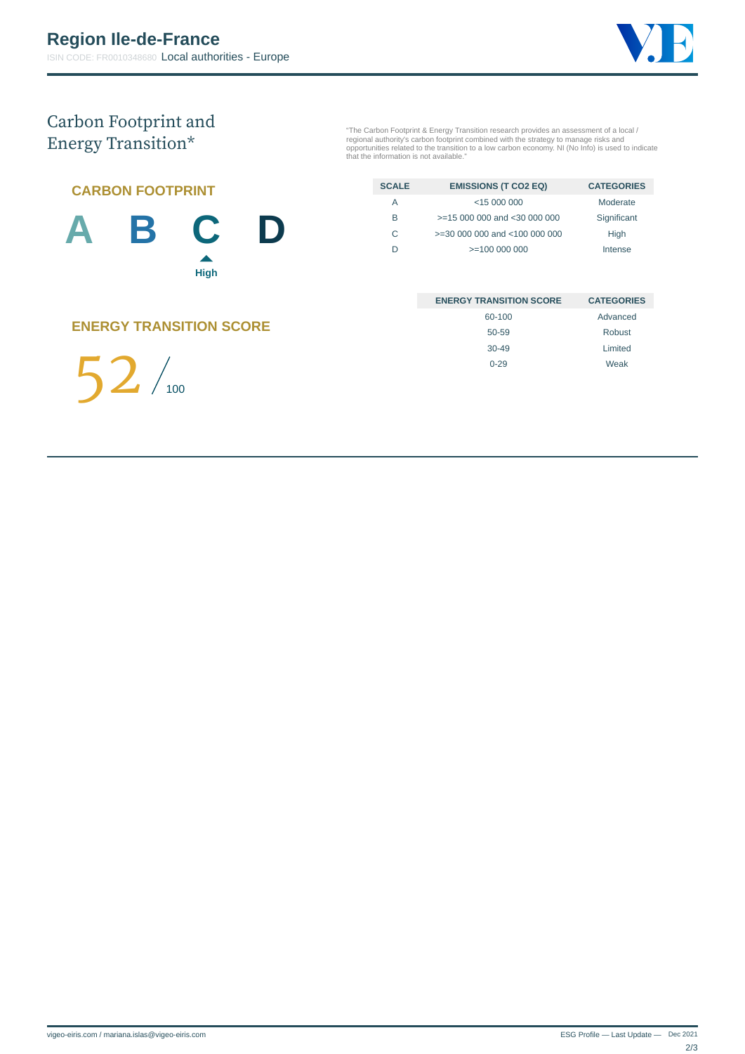# Region Ile-de-France

ISIN CODE: FR0010348680 Local authorities - Europe

## Carbon Footprint and Energy Transition*

"The Carbon Footprint & Energy Transition research provides an assessment of a local / regional authority's carbon footprint combined with the strategy to manage risks and opportunities related to the transition to a low carbon economy. NI (No Info) is used to indicate that the information is not available."

### CARBON FOOTPRINT

A B **C** D

High

| SCALE | EMISSIONS (T CO2 EQ) | CATEGORIES |
|---|---|---|
| A | <15 000 000 | Moderate |
| B | >=15 000 000 and <30 000 000 | Significant |
| C | >=30 000 000 and <100 000 000 | High |
| D | >=100 000 000 | Intense |

### ENERGY TRANSITION SCORE

52 / 100

| ENERGY TRANSITION SCORE | CATEGORIES |
|---|---|
| 60-100 | Advanced |
| 50-59 | Robust |
| 30-49 | Limited |
| 0-29 | Weak |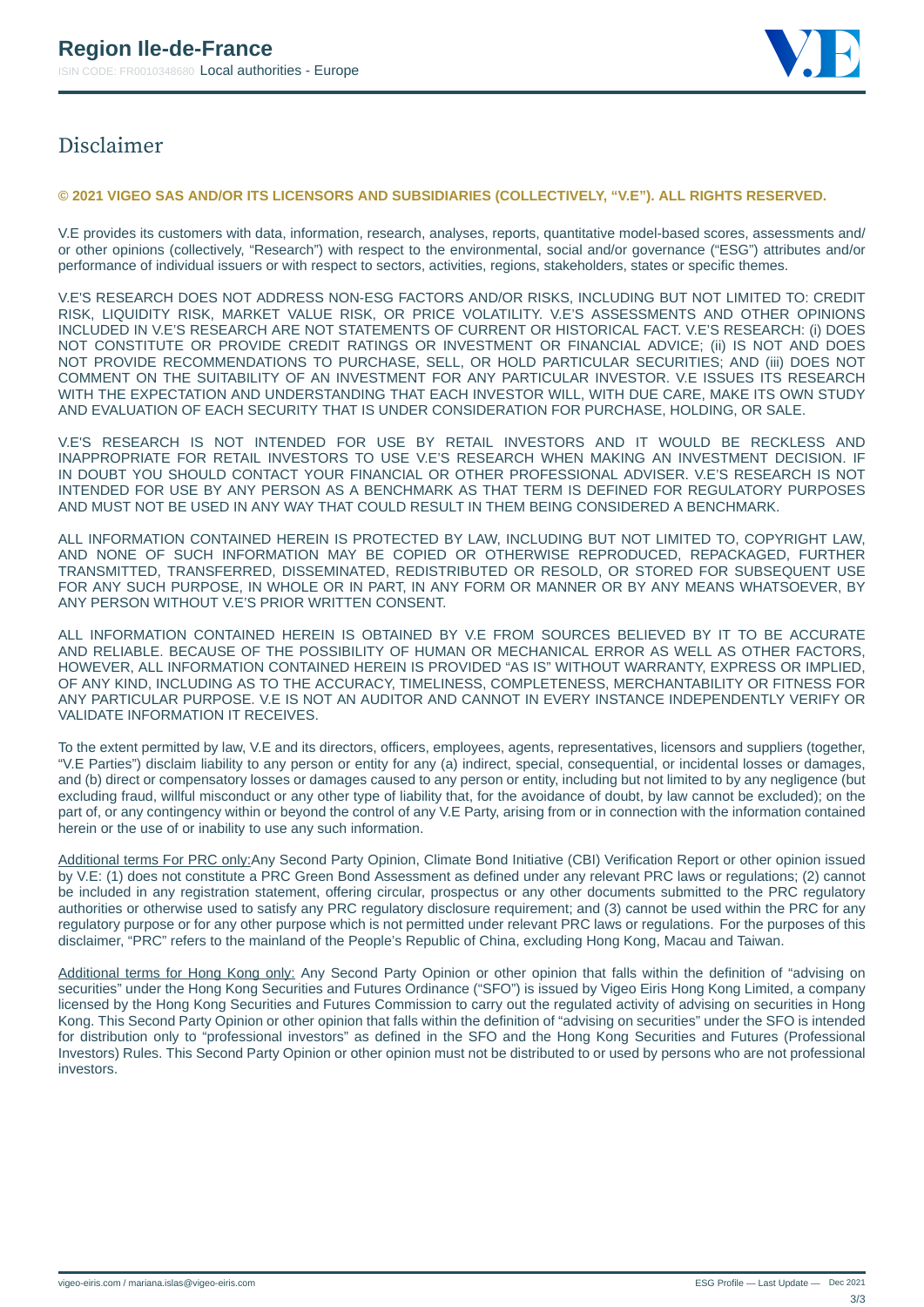# Disclaimer

**© 2021 VIGEO SAS AND/OR ITS LICENSORS AND SUBSIDIARIES (COLLECTIVELY, "V.E"). ALL RIGHTS RESERVED.**

V.E provides its customers with data, information, research, analyses, reports, quantitative model-based scores, assessments and/ or other opinions (collectively, "Research") with respect to the environmental, social and/or governance ("ESG") attributes and/or performance of individual issuers or with respect to sectors, activities, regions, stakeholders, states or specific themes.

V.E'S RESEARCH DOES NOT ADDRESS NON-ESG FACTORS AND/OR RISKS, INCLUDING BUT NOT LIMITED TO: CREDIT RISK, LIQUIDITY RISK, MARKET VALUE RISK, OR PRICE VOLATILITY. V.E'S ASSESSMENTS AND OTHER OPINIONS INCLUDED IN V.E'S RESEARCH ARE NOT STATEMENTS OF CURRENT OR HISTORICAL FACT. V.E'S RESEARCH: (i) DOES NOT CONSTITUTE OR PROVIDE CREDIT RATINGS OR INVESTMENT OR FINANCIAL ADVICE; (ii) IS NOT AND DOES NOT PROVIDE RECOMMENDATIONS TO PURCHASE, SELL, OR HOLD PARTICULAR SECURITIES; AND (iii) DOES NOT COMMENT ON THE SUITABILITY OF AN INVESTMENT FOR ANY PARTICULAR INVESTOR. V.E ISSUES ITS RESEARCH WITH THE EXPECTATION AND UNDERSTANDING THAT EACH INVESTOR WILL, WITH DUE CARE, MAKE ITS OWN STUDY AND EVALUATION OF EACH SECURITY THAT IS UNDER CONSIDERATION FOR PURCHASE, HOLDING, OR SALE.

V.E'S RESEARCH IS NOT INTENDED FOR USE BY RETAIL INVESTORS AND IT WOULD BE RECKLESS AND INAPPROPRIATE FOR RETAIL INVESTORS TO USE V.E'S RESEARCH WHEN MAKING AN INVESTMENT DECISION. IF IN DOUBT YOU SHOULD CONTACT YOUR FINANCIAL OR OTHER PROFESSIONAL ADVISER. V.E'S RESEARCH IS NOT INTENDED FOR USE BY ANY PERSON AS A BENCHMARK AS THAT TERM IS DEFINED FOR REGULATORY PURPOSES AND MUST NOT BE USED IN ANY WAY THAT COULD RESULT IN THEM BEING CONSIDERED A BENCHMARK.

ALL INFORMATION CONTAINED HEREIN IS PROTECTED BY LAW, INCLUDING BUT NOT LIMITED TO, COPYRIGHT LAW, AND NONE OF SUCH INFORMATION MAY BE COPIED OR OTHERWISE REPRODUCED, REPACKAGED, FURTHER TRANSMITTED, TRANSFERRED, DISSEMINATED, REDISTRIBUTED OR RESOLD, OR STORED FOR SUBSEQUENT USE FOR ANY SUCH PURPOSE, IN WHOLE OR IN PART, IN ANY FORM OR MANNER OR BY ANY MEANS WHATSOEVER, BY ANY PERSON WITHOUT V.E'S PRIOR WRITTEN CONSENT.

ALL INFORMATION CONTAINED HEREIN IS OBTAINED BY V.E FROM SOURCES BELIEVED BY IT TO BE ACCURATE AND RELIABLE. BECAUSE OF THE POSSIBILITY OF HUMAN OR MECHANICAL ERROR AS WELL AS OTHER FACTORS, HOWEVER, ALL INFORMATION CONTAINED HEREIN IS PROVIDED "AS IS" WITHOUT WARRANTY, EXPRESS OR IMPLIED, OF ANY KIND, INCLUDING AS TO THE ACCURACY, TIMELINESS, COMPLETENESS, MERCHANTABILITY OR FITNESS FOR ANY PARTICULAR PURPOSE. V.E IS NOT AN AUDITOR AND CANNOT IN EVERY INSTANCE INDEPENDENTLY VERIFY OR VALIDATE INFORMATION IT RECEIVES.

To the extent permitted by law, V.E and its directors, officers, employees, agents, representatives, licensors and suppliers (together, "V.E Parties") disclaim liability to any person or entity for any (a) indirect, special, consequential, or incidental losses or damages, and (b) direct or compensatory losses or damages caused to any person or entity, including but not limited to by any negligence (but excluding fraud, willful misconduct or any other type of liability that, for the avoidance of doubt, by law cannot be excluded); on the part of, or any contingency within or beyond the control of any V.E Party, arising from or in connection with the information contained herein or the use of or inability to use any such information.

Additional terms For PRC only:Any Second Party Opinion, Climate Bond Initiative (CBI) Verification Report or other opinion issued by V.E: (1) does not constitute a PRC Green Bond Assessment as defined under any relevant PRC laws or regulations; (2) cannot be included in any registration statement, offering circular, prospectus or any other documents submitted to the PRC regulatory authorities or otherwise used to satisfy any PRC regulatory disclosure requirement; and (3) cannot be used within the PRC for any regulatory purpose or for any other purpose which is not permitted under relevant PRC laws or regulations. For the purposes of this disclaimer, "PRC" refers to the mainland of the People's Republic of China, excluding Hong Kong, Macau and Taiwan.

Additional terms for Hong Kong only: Any Second Party Opinion or other opinion that falls within the definition of "advising on securities" under the Hong Kong Securities and Futures Ordinance ("SFO") is issued by Vigeo Eiris Hong Kong Limited, a company licensed by the Hong Kong Securities and Futures Commission to carry out the regulated activity of advising on securities in Hong Kong. This Second Party Opinion or other opinion that falls within the definition of "advising on securities" under the SFO is intended for distribution only to "professional investors" as defined in the SFO and the Hong Kong Securities and Futures (Professional Investors) Rules. This Second Party Opinion or other opinion must not be distributed to or used by persons who are not professional investors.